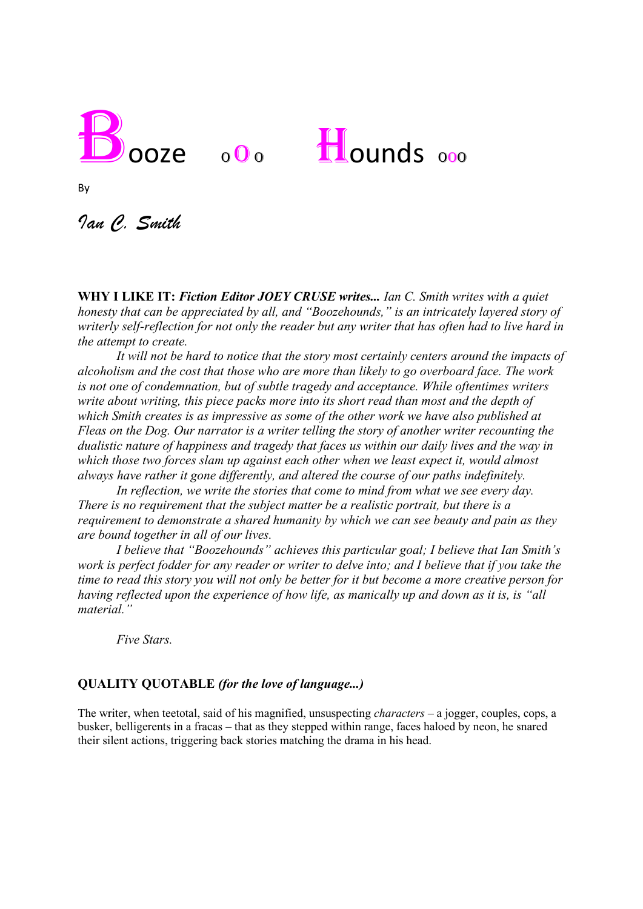# Booze oOo Hounds ooo

By

*Ian C. Smith*

**WHY I LIKE IT:** ***Fiction Editor JOEY CRUSE writes...*** *Ian C. Smith writes with a quiet honesty that can be appreciated by all, and "Boozehounds," is an intricately layered story of writerly self-reflection for not only the reader but any writer that has often had to live hard in the attempt to create.*

*It will not be hard to notice that the story most certainly centers around the impacts of alcoholism and the cost that those who are more than likely to go overboard face. The work is not one of condemnation, but of subtle tragedy and acceptance. While oftentimes writers write about writing, this piece packs more into its short read than most and the depth of which Smith creates is as impressive as some of the other work we have also published at Fleas on the Dog. Our narrator is a writer telling the story of another writer recounting the dualistic nature of happiness and tragedy that faces us within our daily lives and the way in which those two forces slam up against each other when we least expect it, would almost always have rather it gone differently, and altered the course of our paths indefinitely.*

*In reflection, we write the stories that come to mind from what we see every day. There is no requirement that the subject matter be a realistic portrait, but there is a requirement to demonstrate a shared humanity by which we can see beauty and pain as they are bound together in all of our lives.*

*I believe that "Boozehounds" achieves this particular goal; I believe that Ian Smith's work is perfect fodder for any reader or writer to delve into; and I believe that if you take the time to read this story you will not only be better for it but become a more creative person for having reflected upon the experience of how life, as manically up and down as it is, is "all material."*

*Five Stars.*

**QUALITY QUOTABLE** ***(for the love of language...)***

The writer, when teetotal, said of his magnified, unsuspecting *characters* – a jogger, couples, cops, a busker, belligerents in a fracas – that as they stepped within range, faces haloed by neon, he snared their silent actions, triggering back stories matching the drama in his head.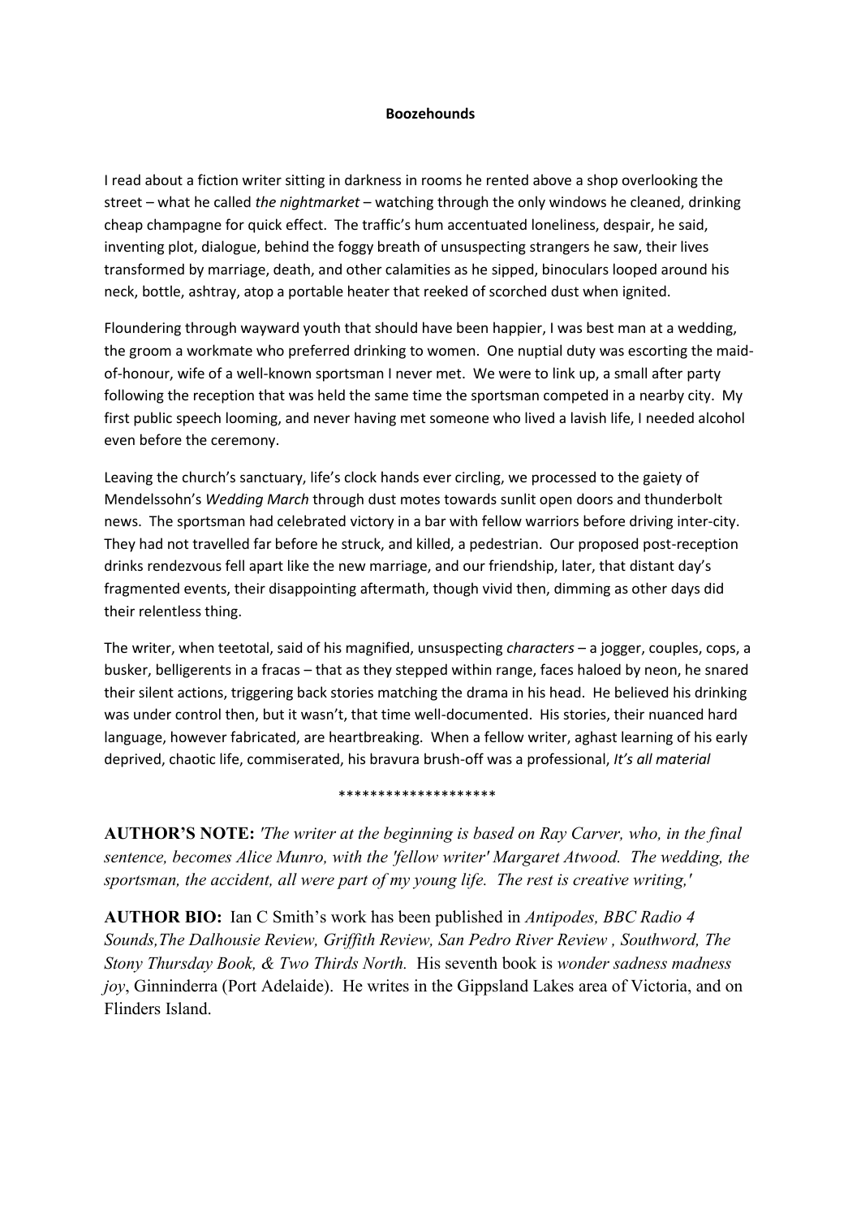**Boozehounds**

I read about a fiction writer sitting in darkness in rooms he rented above a shop overlooking the street – what he called *the nightmarket* – watching through the only windows he cleaned, drinking cheap champagne for quick effect. The traffic's hum accentuated loneliness, despair, he said, inventing plot, dialogue, behind the foggy breath of unsuspecting strangers he saw, their lives transformed by marriage, death, and other calamities as he sipped, binoculars looped around his neck, bottle, ashtray, atop a portable heater that reeked of scorched dust when ignited.

Floundering through wayward youth that should have been happier, I was best man at a wedding, the groom a workmate who preferred drinking to women. One nuptial duty was escorting the maid-of-honour, wife of a well-known sportsman I never met. We were to link up, a small after party following the reception that was held the same time the sportsman competed in a nearby city. My first public speech looming, and never having met someone who lived a lavish life, I needed alcohol even before the ceremony.

Leaving the church's sanctuary, life's clock hands ever circling, we processed to the gaiety of Mendelssohn's *Wedding March* through dust motes towards sunlit open doors and thunderbolt news. The sportsman had celebrated victory in a bar with fellow warriors before driving inter-city. They had not travelled far before he struck, and killed, a pedestrian. Our proposed post-reception drinks rendezvous fell apart like the new marriage, and our friendship, later, that distant day's fragmented events, their disappointing aftermath, though vivid then, dimming as other days did their relentless thing.

The writer, when teetotal, said of his magnified, unsuspecting *characters* – a jogger, couples, cops, a busker, belligerents in a fracas – that as they stepped within range, faces haloed by neon, he snared their silent actions, triggering back stories matching the drama in his head. He believed his drinking was under control then, but it wasn't, that time well-documented. His stories, their nuanced hard language, however fabricated, are heartbreaking. When a fellow writer, aghast learning of his early deprived, chaotic life, commiserated, his bravura brush-off was a professional, *It's all material*

********************

**AUTHOR'S NOTE:** *'The writer at the beginning is based on Ray Carver, who, in the final sentence, becomes Alice Munro, with the 'fellow writer' Margaret Atwood. The wedding, the sportsman, the accident, all were part of my young life. The rest is creative writing,'*

**AUTHOR BIO:** Ian C Smith's work has been published in *Antipodes, BBC Radio 4 Sounds,The Dalhousie Review, Griffith Review, San Pedro River Review , Southword, The Stony Thursday Book, & Two Thirds North.* His seventh book is *wonder sadness madness joy*, Ginninderra (Port Adelaide). He writes in the Gippsland Lakes area of Victoria, and on Flinders Island.